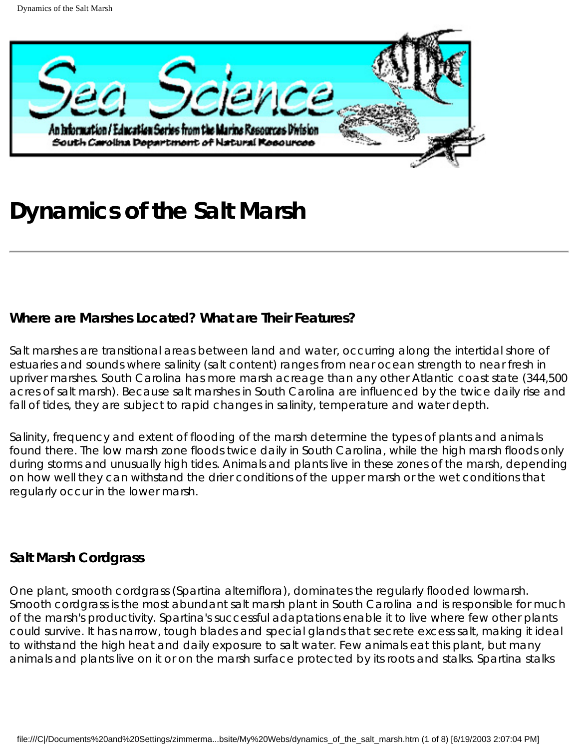# Dynamics of the Salt Marsh

---

### Where are Marshes Located? What are Their Features?

Salt marshes are transitional areas between land and water, occurring along the intertidal shore of estuaries and sounds where salinity (salt content) ranges from near ocean strength to near fresh in upriver marshes. South Carolina has more marsh acreage than any other Atlantic coast state (344,500 acres of salt marsh). Because salt marshes in South Carolina are influenced by the twice daily rise and fall of tides, they are subject to rapid changes in salinity, temperature and water depth.

Salinity, frequency and extent of flooding of the marsh determine the types of plants and animals found there. The low marsh zone floods twice daily in South Carolina, while the high marsh floods only during storms and unusually high tides. Animals and plants live in these zones of the marsh, depending on how well they can withstand the drier conditions of the upper marsh or the wet conditions that regularly occur in the lower marsh.

### Salt Marsh Cordgrass

One plant, smooth cordgrass (Spartina alterniflora), dominates the regularly flooded lowmarsh. Smooth cordgrass is the most abundant salt marsh plant in South Carolina and is responsible for much of the marsh's productivity. Spartina's successful adaptations enable it to live where few other plants could survive. It has narrow, tough blades and special glands that secrete excess salt, making it ideal to withstand the high heat and daily exposure to salt water. Few animals eat this plant, but many animals and plants live on it or on the marsh surface protected by its roots and stalks. Spartina stalks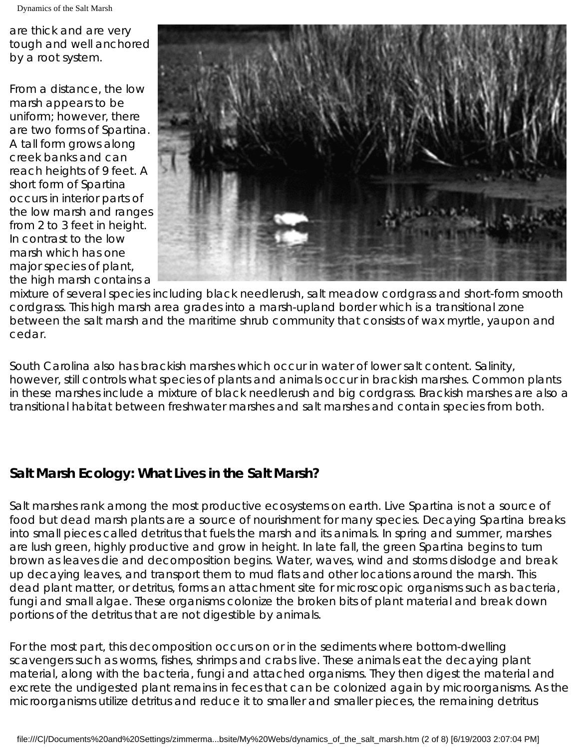are thick and are very tough and well anchored by a root system.

From a distance, the low marsh appears to be uniform; however, there are two forms of Spartina. A tall form grows along creek banks and can reach heights of 9 feet. A short form of Spartina occurs in interior parts of the low marsh and ranges from 2 to 3 feet in height. In contrast to the low marsh which has one major species of plant, the high marsh contains a mixture of several species including black needlerush, salt meadow cordgrass and short-form smooth cordgrass. This high marsh area grades into a marsh-upland border which is a transitional zone between the salt marsh and the maritime shrub community that consists of wax myrtle, yaupon and cedar.

South Carolina also has brackish marshes which occur in water of lower salt content. Salinity, however, still controls what species of plants and animals occur in brackish marshes. Common plants in these marshes include a mixture of black needlerush and big cordgrass. Brackish marshes are also a transitional habitat between freshwater marshes and salt marshes and contain species from both.

## Salt Marsh Ecology: What Lives in the Salt Marsh?

Salt marshes rank among the most productive ecosystems on earth. Live Spartina is not a source of food but dead marsh plants are a source of nourishment for many species. Decaying Spartina breaks into small pieces called detritus that fuels the marsh and its animals. In spring and summer, marshes are lush green, highly productive and grow in height. In late fall, the green Spartina begins to turn brown as leaves die and decomposition begins. Water, waves, wind and storms dislodge and break up decaying leaves, and transport them to mud flats and other locations around the marsh. This dead plant matter, or detritus, forms an attachment site for microscopic organisms such as bacteria, fungi and small algae. These organisms colonize the broken bits of plant material and break down portions of the detritus that are not digestible by animals.

For the most part, this decomposition occurs on or in the sediments where bottom-dwelling scavengers such as worms, fishes, shrimps and crabs live. These animals eat the decaying plant material, along with the bacteria, fungi and attached organisms. They then digest the material and excrete the undigested plant remains in feces that can be colonized again by microorganisms. As the microorganisms utilize detritus and reduce it to smaller and smaller pieces, the remaining detritus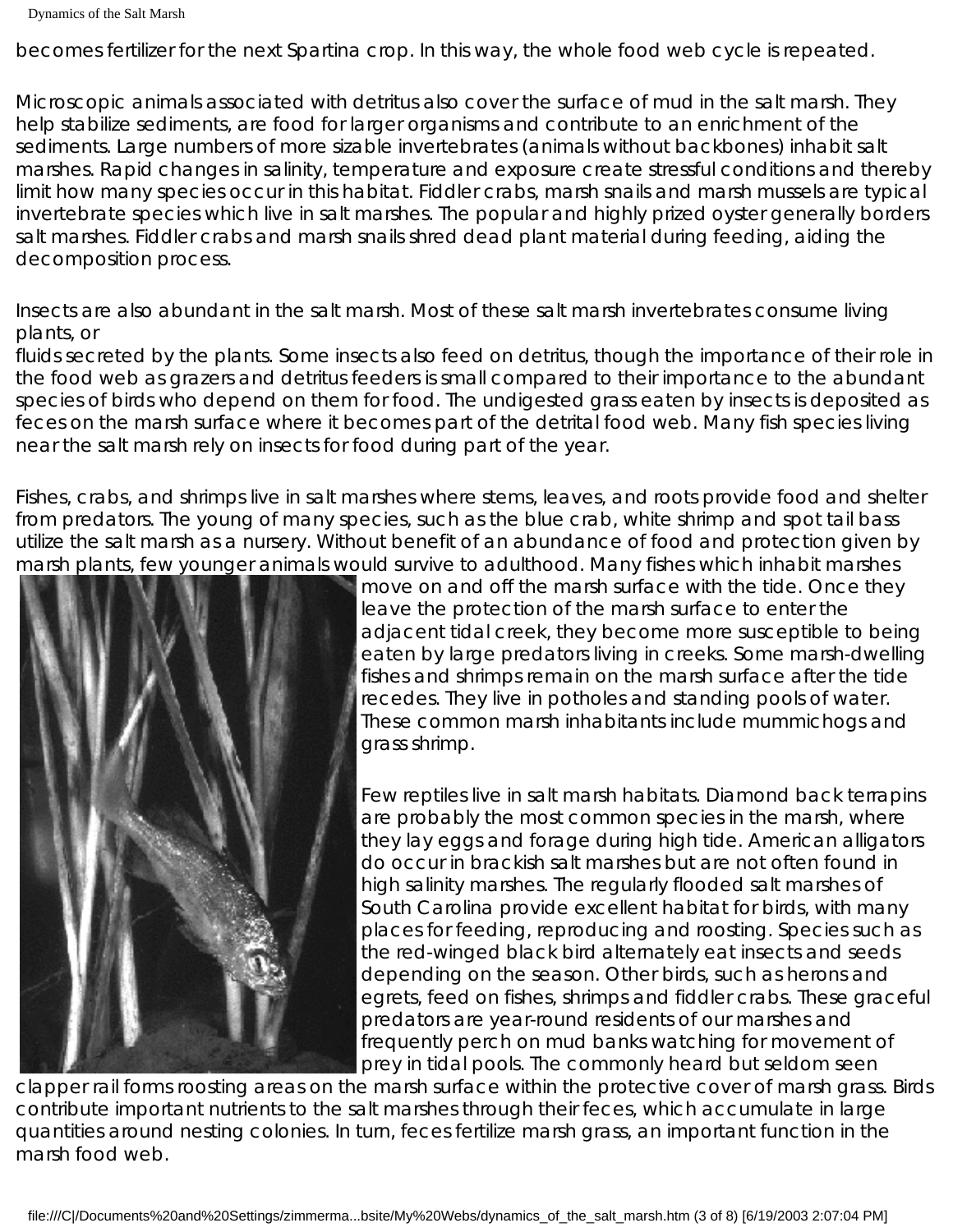becomes fertilizer for the next Spartina crop. In this way, the whole food web cycle is repeated.

Microscopic animals associated with detritus also cover the surface of mud in the salt marsh. They help stabilize sediments, are food for larger organisms and contribute to an enrichment of the sediments. Large numbers of more sizable invertebrates (animals without backbones) inhabit salt marshes. Rapid changes in salinity, temperature and exposure create stressful conditions and thereby limit how many species occur in this habitat. Fiddler crabs, marsh snails and marsh mussels are typical invertebrate species which live in salt marshes. The popular and highly prized oyster generally borders salt marshes. Fiddler crabs and marsh snails shred dead plant material during feeding, aiding the decomposition process.

Insects are also abundant in the salt marsh. Most of these salt marsh invertebrates consume living plants, or fluids secreted by the plants. Some insects also feed on detritus, though the importance of their role in the food web as grazers and detritus feeders is small compared to their importance to the abundant species of birds who depend on them for food. The undigested grass eaten by insects is deposited as feces on the marsh surface where it becomes part of the detrital food web. Many fish species living near the salt marsh rely on insects for food during part of the year.

Fishes, crabs, and shrimps live in salt marshes where stems, leaves, and roots provide food and shelter from predators. The young of many species, such as the blue crab, white shrimp and spot tail bass utilize the salt marsh as a nursery. Without benefit of an abundance of food and protection given by marsh plants, few younger animals would survive to adulthood. Many fishes which inhabit marshes move on and off the marsh surface with the tide. Once they leave the protection of the marsh surface to enter the adjacent tidal creek, they become more susceptible to being eaten by large predators living in creeks. Some marsh-dwelling fishes and shrimps remain on the marsh surface after the tide recedes. They live in potholes and standing pools of water. These common marsh inhabitants include mummichogs and grass shrimp.

Few reptiles live in salt marsh habitats. Diamond back terrapins are probably the most common species in the marsh, where they lay eggs and forage during high tide. American alligators do occur in brackish salt marshes but are not often found in high salinity marshes. The regularly flooded salt marshes of South Carolina provide excellent habitat for birds, with many places for feeding, reproducing and roosting. Species such as the red-winged black bird alternately eat insects and seeds depending on the season. Other birds, such as herons and egrets, feed on fishes, shrimps and fiddler crabs. These graceful predators are year-round residents of our marshes and frequently perch on mud banks watching for movement of prey in tidal pools. The commonly heard but seldom seen clapper rail forms roosting areas on the marsh surface within the protective cover of marsh grass. Birds contribute important nutrients to the salt marshes through their feces, which accumulate in large quantities around nesting colonies. In turn, feces fertilize marsh grass, an important function in the marsh food web.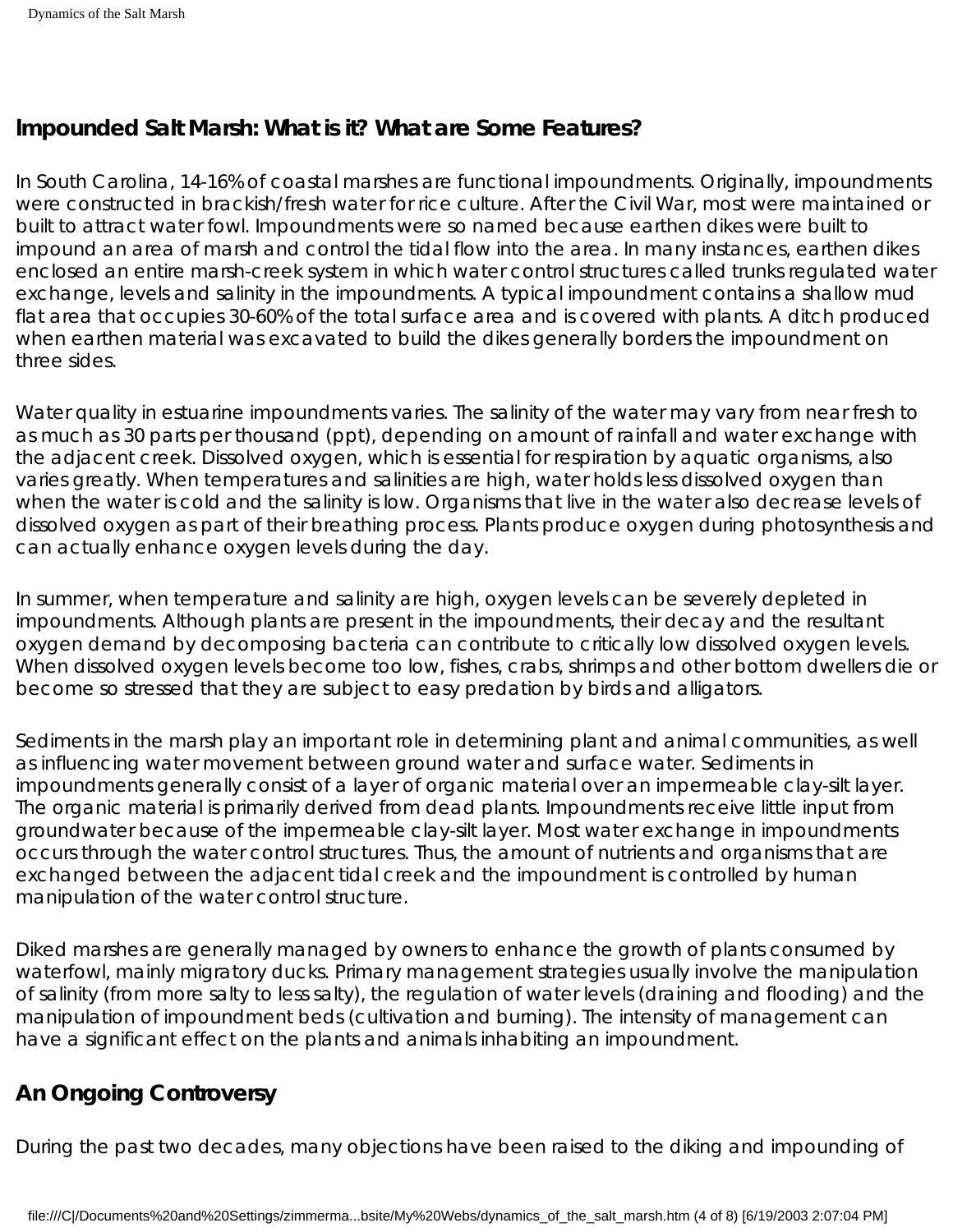## Impounded Salt Marsh: What is it? What are Some Features?

In South Carolina, 14-16% of coastal marshes are functional impoundments. Originally, impoundments were constructed in brackish/fresh water for rice culture. After the Civil War, most were maintained or built to attract water fowl. Impoundments were so named because earthen dikes were built to impound an area of marsh and control the tidal flow into the area. In many instances, earthen dikes enclosed an entire marsh-creek system in which water control structures called trunks regulated water exchange, levels and salinity in the impoundments. A typical impoundment contains a shallow mud flat area that occupies 30-60% of the total surface area and is covered with plants. A ditch produced when earthen material was excavated to build the dikes generally borders the impoundment on three sides.

Water quality in estuarine impoundments varies. The salinity of the water may vary from near fresh to as much as 30 parts per thousand (ppt), depending on amount of rainfall and water exchange with the adjacent creek. Dissolved oxygen, which is essential for respiration by aquatic organisms, also varies greatly. When temperatures and salinities are high, water holds less dissolved oxygen than when the water is cold and the salinity is low. Organisms that live in the water also decrease levels of dissolved oxygen as part of their breathing process. Plants produce oxygen during photosynthesis and can actually enhance oxygen levels during the day.

In summer, when temperature and salinity are high, oxygen levels can be severely depleted in impoundments. Although plants are present in the impoundments, their decay and the resultant oxygen demand by decomposing bacteria can contribute to critically low dissolved oxygen levels. When dissolved oxygen levels become too low, fishes, crabs, shrimps and other bottom dwellers die or become so stressed that they are subject to easy predation by birds and alligators.

Sediments in the marsh play an important role in determining plant and animal communities, as well as influencing water movement between ground water and surface water. Sediments in impoundments generally consist of a layer of organic material over an impermeable clay-silt layer. The organic material is primarily derived from dead plants. Impoundments receive little input from groundwater because of the impermeable clay-silt layer. Most water exchange in impoundments occurs through the water control structures. Thus, the amount of nutrients and organisms that are exchanged between the adjacent tidal creek and the impoundment is controlled by human manipulation of the water control structure.

Diked marshes are generally managed by owners to enhance the growth of plants consumed by waterfowl, mainly migratory ducks. Primary management strategies usually involve the manipulation of salinity (from more salty to less salty), the regulation of water levels (draining and flooding) and the manipulation of impoundment beds (cultivation and burning). The intensity of management can have a significant effect on the plants and animals inhabiting an impoundment.

## An Ongoing Controversy

During the past two decades, many objections have been raised to the diking and impounding of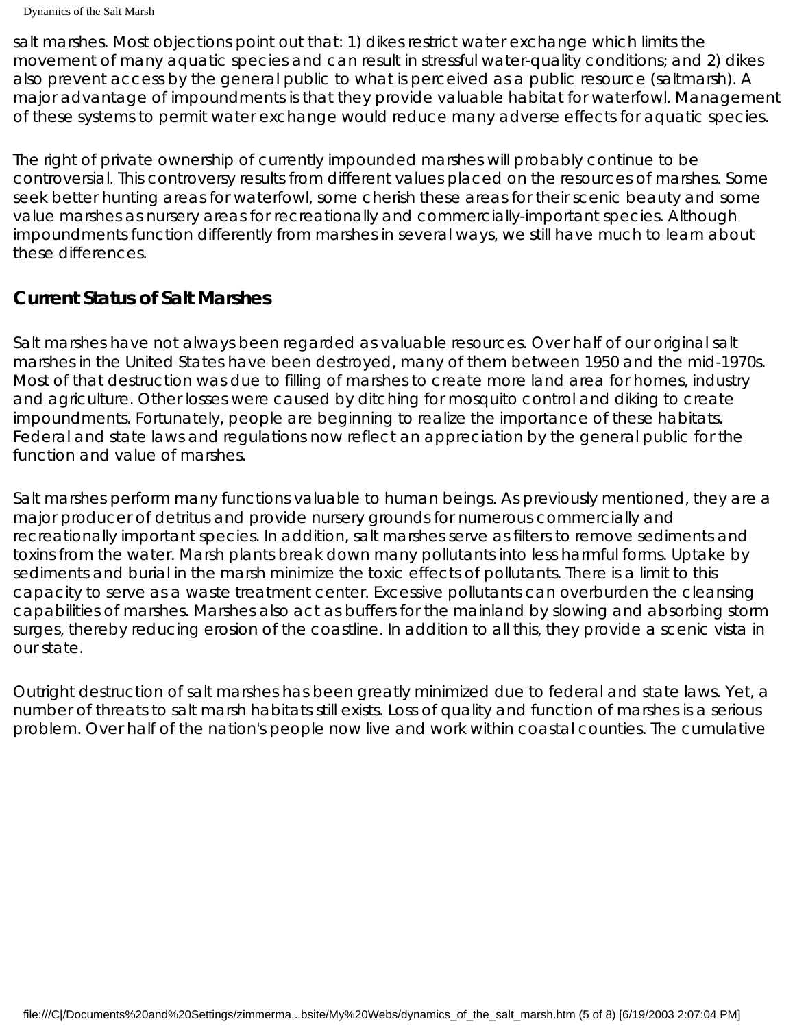salt marshes. Most objections point out that: 1) dikes restrict water exchange which limits the movement of many aquatic species and can result in stressful water-quality conditions; and 2) dikes also prevent access by the general public to what is perceived as a public resource (saltmarsh). A major advantage of impoundments is that they provide valuable habitat for waterfowl. Management of these systems to permit water exchange would reduce many adverse effects for aquatic species.

The right of private ownership of currently impounded marshes will probably continue to be controversial. This controversy results from different values placed on the resources of marshes. Some seek better hunting areas for waterfowl, some cherish these areas for their scenic beauty and some value marshes as nursery areas for recreationally and commercially-important species. Although impoundments function differently from marshes in several ways, we still have much to learn about these differences.

## Current Status of Salt Marshes

Salt marshes have not always been regarded as valuable resources. Over half of our original salt marshes in the United States have been destroyed, many of them between 1950 and the mid-1970s. Most of that destruction was due to filling of marshes to create more land area for homes, industry and agriculture. Other losses were caused by ditching for mosquito control and diking to create impoundments. Fortunately, people are beginning to realize the importance of these habitats. Federal and state laws and regulations now reflect an appreciation by the general public for the function and value of marshes.

Salt marshes perform many functions valuable to human beings. As previously mentioned, they are a major producer of detritus and provide nursery grounds for numerous commercially and recreationally important species. In addition, salt marshes serve as filters to remove sediments and toxins from the water. Marsh plants break down many pollutants into less harmful forms. Uptake by sediments and burial in the marsh minimize the toxic effects of pollutants. There is a limit to this capacity to serve as a waste treatment center. Excessive pollutants can overburden the cleansing capabilities of marshes. Marshes also act as buffers for the mainland by slowing and absorbing storm surges, thereby reducing erosion of the coastline. In addition to all this, they provide a scenic vista in our state.

Outright destruction of salt marshes has been greatly minimized due to federal and state laws. Yet, a number of threats to salt marsh habitats still exists. Loss of quality and function of marshes is a serious problem. Over half of the nation's people now live and work within coastal counties. The cumulative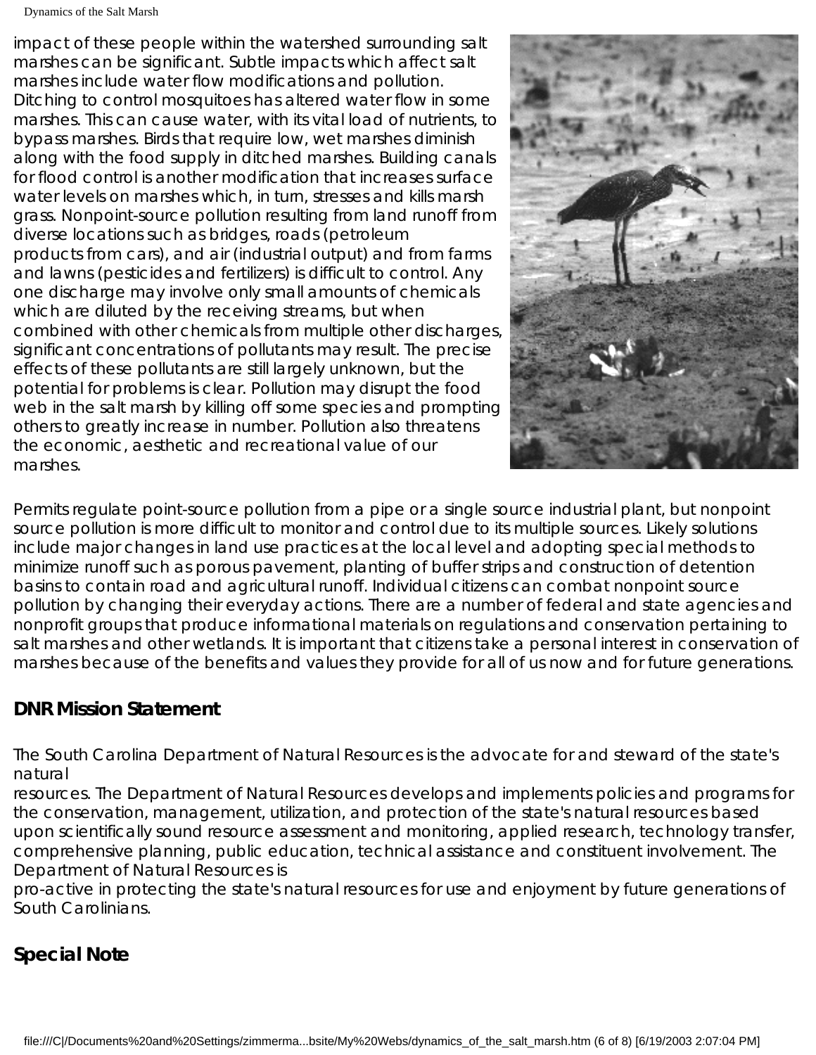impact of these people within the watershed surrounding salt marshes can be significant. Subtle impacts which affect salt marshes include water flow modifications and pollution. Ditching to control mosquitoes has altered water flow in some marshes. This can cause water, with its vital load of nutrients, to bypass marshes. Birds that require low, wet marshes diminish along with the food supply in ditched marshes. Building canals for flood control is another modification that increases surface water levels on marshes which, in turn, stresses and kills marsh grass. Nonpoint-source pollution resulting from land runoff from diverse locations such as bridges, roads (petroleum products from cars), and air (industrial output) and from farms and lawns (pesticides and fertilizers) is difficult to control. Any one discharge may involve only small amounts of chemicals which are diluted by the receiving streams, but when combined with other chemicals from multiple other discharges, significant concentrations of pollutants may result. The precise effects of these pollutants are still largely unknown, but the potential for problems is clear. Pollution may disrupt the food web in the salt marsh by killing off some species and prompting others to greatly increase in number. Pollution also threatens the economic, aesthetic and recreational value of our marshes.

Permits regulate point-source pollution from a pipe or a single source industrial plant, but nonpoint source pollution is more difficult to monitor and control due to its multiple sources. Likely solutions include major changes in land use practices at the local level and adopting special methods to minimize runoff such as porous pavement, planting of buffer strips and construction of detention basins to contain road and agricultural runoff. Individual citizens can combat nonpoint source pollution by changing their everyday actions. There are a number of federal and state agencies and nonprofit groups that produce informational materials on regulations and conservation pertaining to salt marshes and other wetlands. It is important that citizens take a personal interest in conservation of marshes because of the benefits and values they provide for all of us now and for future generations.

**DNR Mission Statement**

The South Carolina Department of Natural Resources is the advocate for and steward of the state's natural resources. The Department of Natural Resources develops and implements policies and programs for the conservation, management, utilization, and protection of the state's natural resources based upon scientifically sound resource assessment and monitoring, applied research, technology transfer, comprehensive planning, public education, technical assistance and constituent involvement. The Department of Natural Resources is pro-active in protecting the state's natural resources for use and enjoyment by future generations of South Carolinians.

## Special Note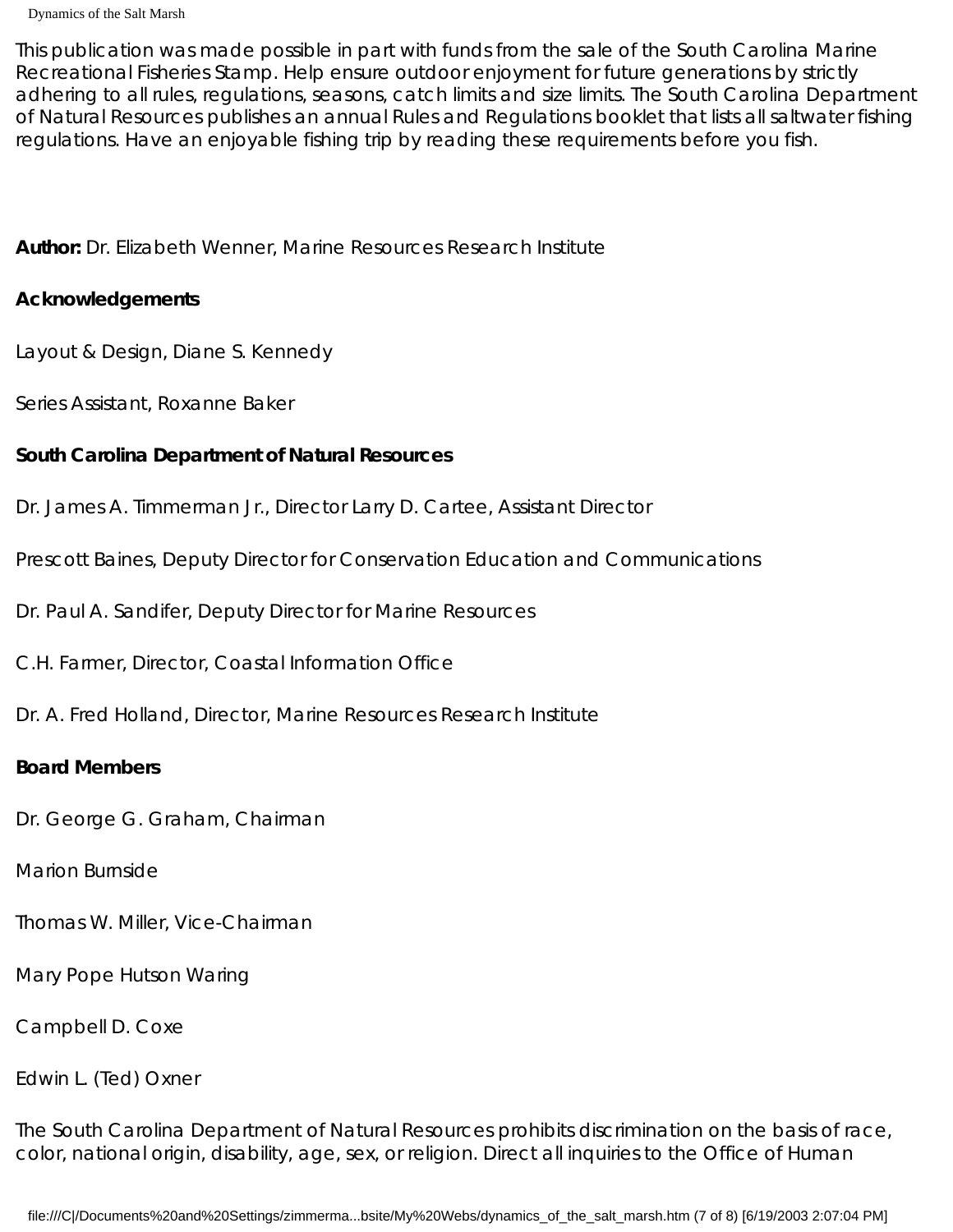This publication was made possible in part with funds from the sale of the South Carolina Marine Recreational Fisheries Stamp. Help ensure outdoor enjoyment for future generations by strictly adhering to all rules, regulations, seasons, catch limits and size limits. The South Carolina Department of Natural Resources publishes an annual Rules and Regulations booklet that lists all saltwater fishing regulations. Have an enjoyable fishing trip by reading these requirements before you fish.

**Author:** Dr. Elizabeth Wenner, Marine Resources Research Institute

**Acknowledgements**

Layout & Design, Diane S. Kennedy

Series Assistant, Roxanne Baker

**South Carolina Department of Natural Resources**

Dr. James A. Timmerman Jr., Director Larry D. Cartee, Assistant Director

Prescott Baines, Deputy Director for Conservation Education and Communications

Dr. Paul A. Sandifer, Deputy Director for Marine Resources

C.H. Farmer, Director, Coastal Information Office

Dr. A. Fred Holland, Director, Marine Resources Research Institute

**Board Members**

Dr. George G. Graham, Chairman

Marion Burnside

Thomas W. Miller, Vice-Chairman

Mary Pope Hutson Waring

Campbell D. Coxe

Edwin L. (Ted) Oxner

The South Carolina Department of Natural Resources prohibits discrimination on the basis of race, color, national origin, disability, age, sex, or religion. Direct all inquiries to the Office of Human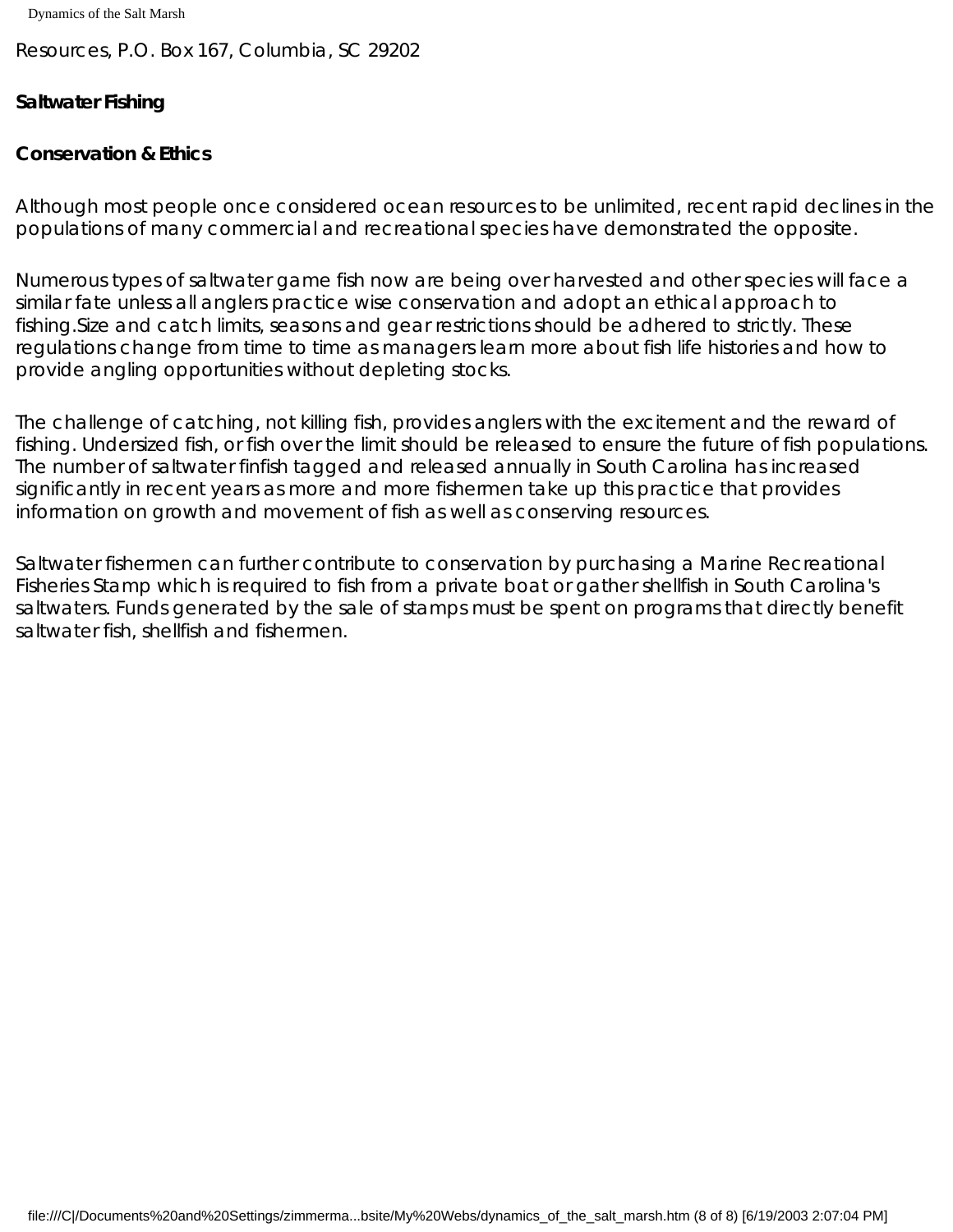Resources, P.O. Box 167, Columbia, SC 29202

**Saltwater Fishing**

**Conservation & Ethics**

Although most people once considered ocean resources to be unlimited, recent rapid declines in the populations of many commercial and recreational species have demonstrated the opposite.

Numerous types of saltwater game fish now are being over harvested and other species will face a similar fate unless all anglers practice wise conservation and adopt an ethical approach to fishing.Size and catch limits, seasons and gear restrictions should be adhered to strictly. These regulations change from time to time as managers learn more about fish life histories and how to provide angling opportunities without depleting stocks.

The challenge of catching, not killing fish, provides anglers with the excitement and the reward of fishing. Undersized fish, or fish over the limit should be released to ensure the future of fish populations. The number of saltwater finfish tagged and released annually in South Carolina has increased significantly in recent years as more and more fishermen take up this practice that provides information on growth and movement of fish as well as conserving resources.

Saltwater fishermen can further contribute to conservation by purchasing a Marine Recreational Fisheries Stamp which is required to fish from a private boat or gather shellfish in South Carolina's saltwaters. Funds generated by the sale of stamps must be spent on programs that directly benefit saltwater fish, shellfish and fishermen.